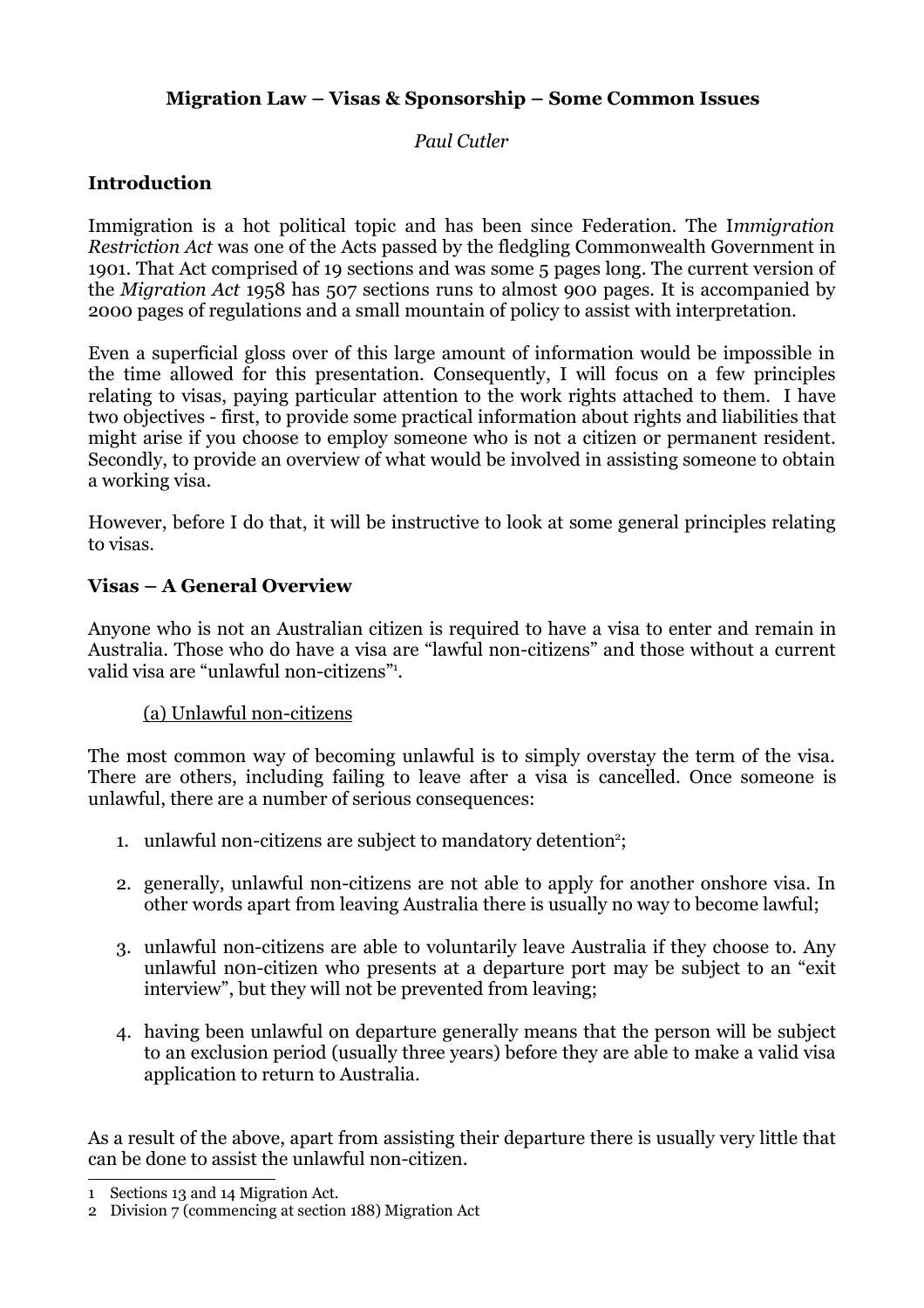**Migration Law – Visas & Sponsorship – Some Common Issues**

*Paul Cutler*

## Introduction

Immigration is a hot political topic and has been since Federation. The I*mmigration Restriction Act* was one of the Acts passed by the fledgling Commonwealth Government in 1901. That Act comprised of 19 sections and was some 5 pages long. The current version of the *Migration Act* 1958 has 507 sections runs to almost 900 pages. It is accompanied by 2000 pages of regulations and a small mountain of policy to assist with interpretation.

Even a superficial gloss over of this large amount of information would be impossible in the time allowed for this presentation. Consequently, I will focus on a few principles relating to visas, paying particular attention to the work rights attached to them. I have two objectives - first, to provide some practical information about rights and liabilities that might arise if you choose to employ someone who is not a citizen or permanent resident. Secondly, to provide an overview of what would be involved in assisting someone to obtain a working visa.

However, before I do that, it will be instructive to look at some general principles relating to visas.

## Visas – A General Overview

Anyone who is not an Australian citizen is required to have a visa to enter and remain in Australia. Those who do have a visa are "lawful non-citizens" and those without a current valid visa are "unlawful non-citizens"[1].

(a) Unlawful non-citizens

The most common way of becoming unlawful is to simply overstay the term of the visa. There are others, including failing to leave after a visa is cancelled. Once someone is unlawful, there are a number of serious consequences:

1. unlawful non-citizens are subject to mandatory detention[2];

2. generally, unlawful non-citizens are not able to apply for another onshore visa. In other words apart from leaving Australia there is usually no way to become lawful;

3. unlawful non-citizens are able to voluntarily leave Australia if they choose to. Any unlawful n0n-citizen who presents at a departure port may be subject to an "exit interview", but they will not be prevented from leaving;

4. having been unlawful on departure generally means that the person will be subject to an exclusion period (usually three years) before they are able to make a valid visa application to return to Australia.

As a result of the above, apart from assisting their departure there is usually very little that can be done to assist the unlawful non-citizen.

---

1 Sections 13 and 14 Migration Act.

2 Division 7 (commencing at section 188) Migration Act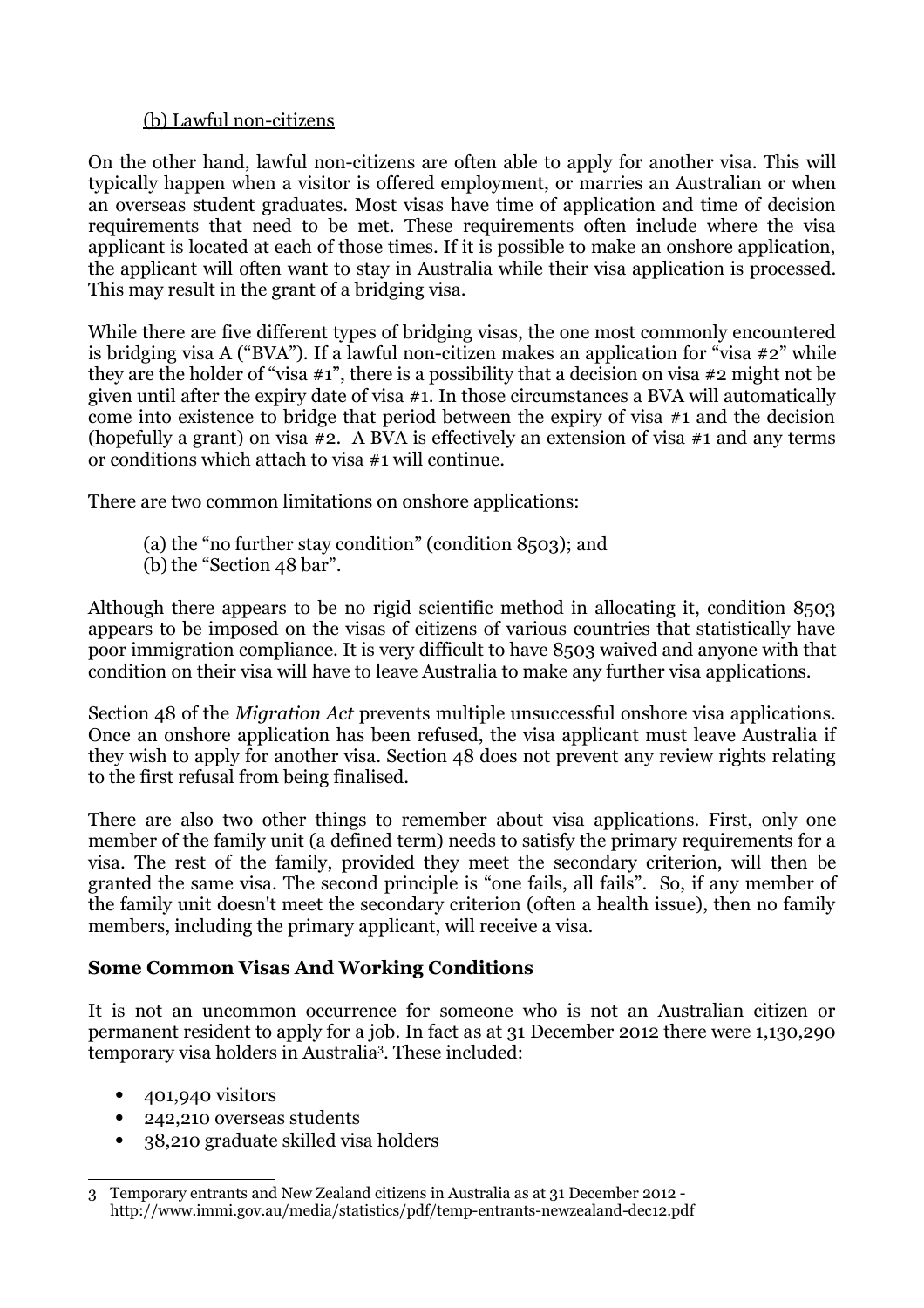(b) Lawful non-citizens

On the other hand, lawful non-citizens are often able to apply for another visa. This will typically happen when a visitor is offered employment, or marries an Australian or when an overseas student graduates. Most visas have time of application and time of decision requirements that need to be met. These requirements often include where the visa applicant is located at each of those times. If it is possible to make an onshore application, the applicant will often want to stay in Australia while their visa application is processed. This may result in the grant of a bridging visa.

While there are five different types of bridging visas, the one most commonly encountered is bridging visa A ("BVA"). If a lawful non-citizen makes an application for "visa #2" while they are the holder of "visa #1", there is a possibility that a decision on visa #2 might not be given until after the expiry date of visa #1. In those circumstances a BVA will automatically come into existence to bridge that period between the expiry of visa #1 and the decision (hopefully a grant) on visa #2. A BVA is effectively an extension of visa #1 and any terms or conditions which attach to visa #1 will continue.

There are two common limitations on onshore applications:

(a) the "no further stay condition" (condition 8503); and
(b) the "Section 48 bar".

Although there appears to be no rigid scientific method in allocating it, condition 8503 appears to be imposed on the visas of citizens of various countries that statistically have poor immigration compliance. It is very difficult to have 8503 waived and anyone with that condition on their visa will have to leave Australia to make any further visa applications.

Section 48 of the *Migration Act* prevents multiple unsuccessful onshore visa applications. Once an onshore application has been refused, the visa applicant must leave Australia if they wish to apply for another visa. Section 48 does not prevent any review rights relating to the first refusal from being finalised.

There are also two other things to remember about visa applications. First, only one member of the family unit (a defined term) needs to satisfy the primary requirements for a visa. The rest of the family, provided they meet the secondary criterion, will then be granted the same visa. The second principle is "one fails, all fails". So, if any member of the family unit doesn't meet the secondary criterion (often a health issue), then no family members, including the primary applicant, will receive a visa.

## Some Common Visas And Working Conditions

It is not an uncommon occurrence for someone who is not an Australian citizen or permanent resident to apply for a job. In fact as at 31 December 2012 there were 1,130,290 temporary visa holders in Australia[3]. These included:

- 401,940 visitors
- 242,210 overseas students
- 38,210 graduate skilled visa holders

3 Temporary entrants and New Zealand citizens in Australia as at 31 December 2012 - http://www.immi.gov.au/media/statistics/pdf/temp-entrants-newzealand-dec12.pdf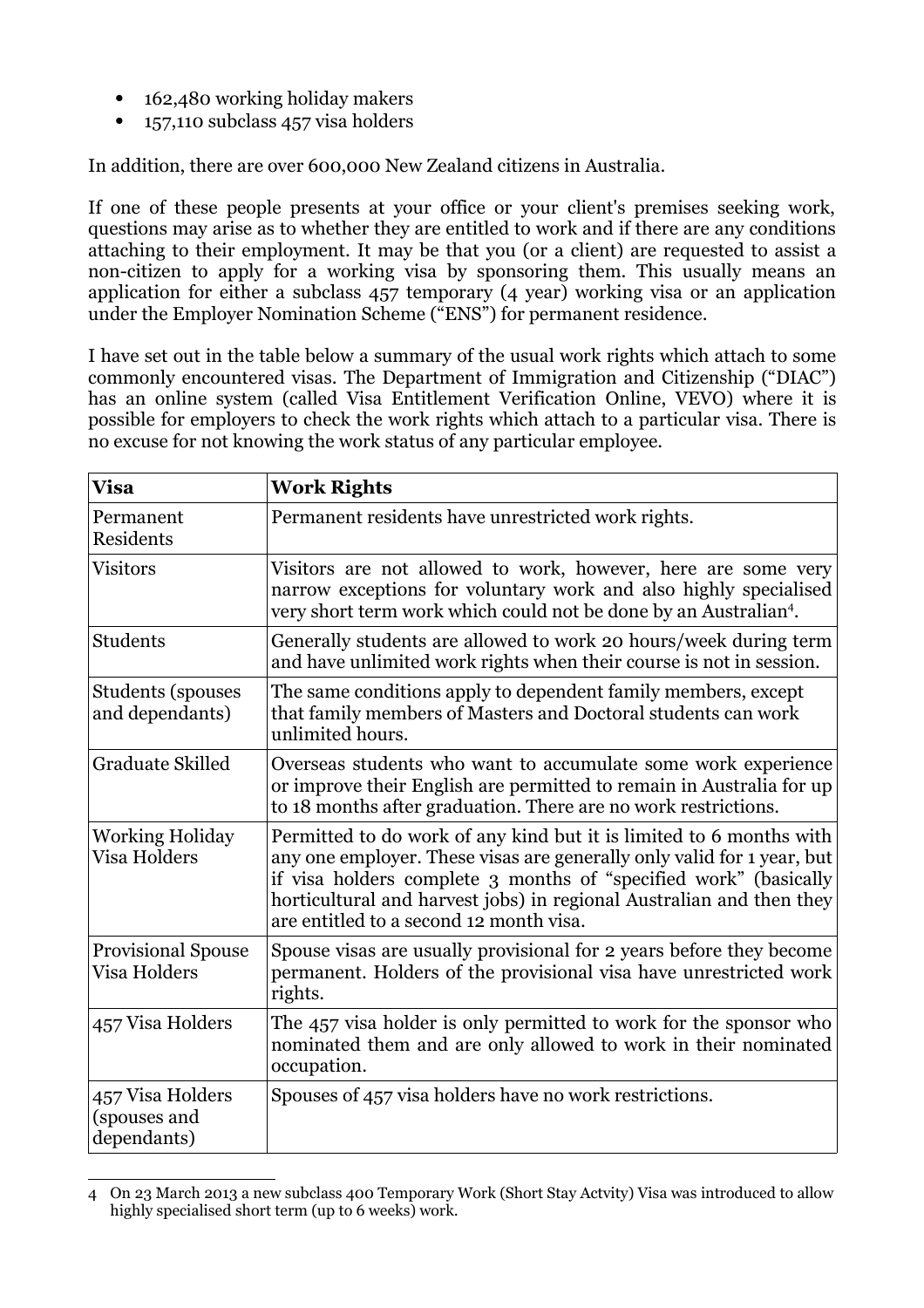- 162,480 working holiday makers
- 157,110 subclass 457 visa holders

In addition, there are over 600,000 New Zealand citizens in Australia.

If one of these people presents at your office or your client's premises seeking work, questions may arise as to whether they are entitled to work and if there are any conditions attaching to their employment. It may be that you (or a client) are requested to assist a non-citizen to apply for a working visa by sponsoring them. This usually means an application for either a subclass 457 temporary (4 year) working visa or an application under the Employer Nomination Scheme ("ENS") for permanent residence.

I have set out in the table below a summary of the usual work rights which attach to some commonly encountered visas. The Department of Immigration and Citizenship ("DIAC") has an online system (called Visa Entitlement Verification Online, VEVO) where it is possible for employers to check the work rights which attach to a particular visa. There is no excuse for not knowing the work status of any particular employee.

| **Visa** | **Work Rights** |
|---|---|
| Permanent Residents | Permanent residents have unrestricted work rights. |
| Visitors | Visitors are not allowed to work, however, here are some very narrow exceptions for voluntary work and also highly specialised very short term work which could not be done by an Australian[4]. |
| Students | Generally students are allowed to work 20 hours/week during term and have unlimited work rights when their course is not in session. |
| Students (spouses and dependants) | The same conditions apply to dependent family members, except that family members of Masters and Doctoral students can work unlimited hours. |
| Graduate Skilled | Overseas students who want to accumulate some work experience or improve their English are permitted to remain in Australia for up to 18 months after graduation. There are no work restrictions. |
| Working Holiday Visa Holders | Permitted to do work of any kind but it is limited to 6 months with any one employer. These visas are generally only valid for 1 year, but if visa holders complete 3 months of "specified work" (basically horticultural and harvest jobs) in regional Australian and then they are entitled to a second 12 month visa. |
| Provisional Spouse Visa Holders | Spouse visas are usually provisional for 2 years before they become permanent. Holders of the provisional visa have unrestricted work rights. |
| 457 Visa Holders | The 457 visa holder is only permitted to work for the sponsor who nominated them and are only allowed to work in their nominated occupation. |
| 457 Visa Holders (spouses and dependants) | Spouses of 457 visa holders have no work restrictions. |

4 On 23 March 2013 a new subclass 400 Temporary Work (Short Stay Actvity) Visa was introduced to allow highly specialised short term (up to 6 weeks) work.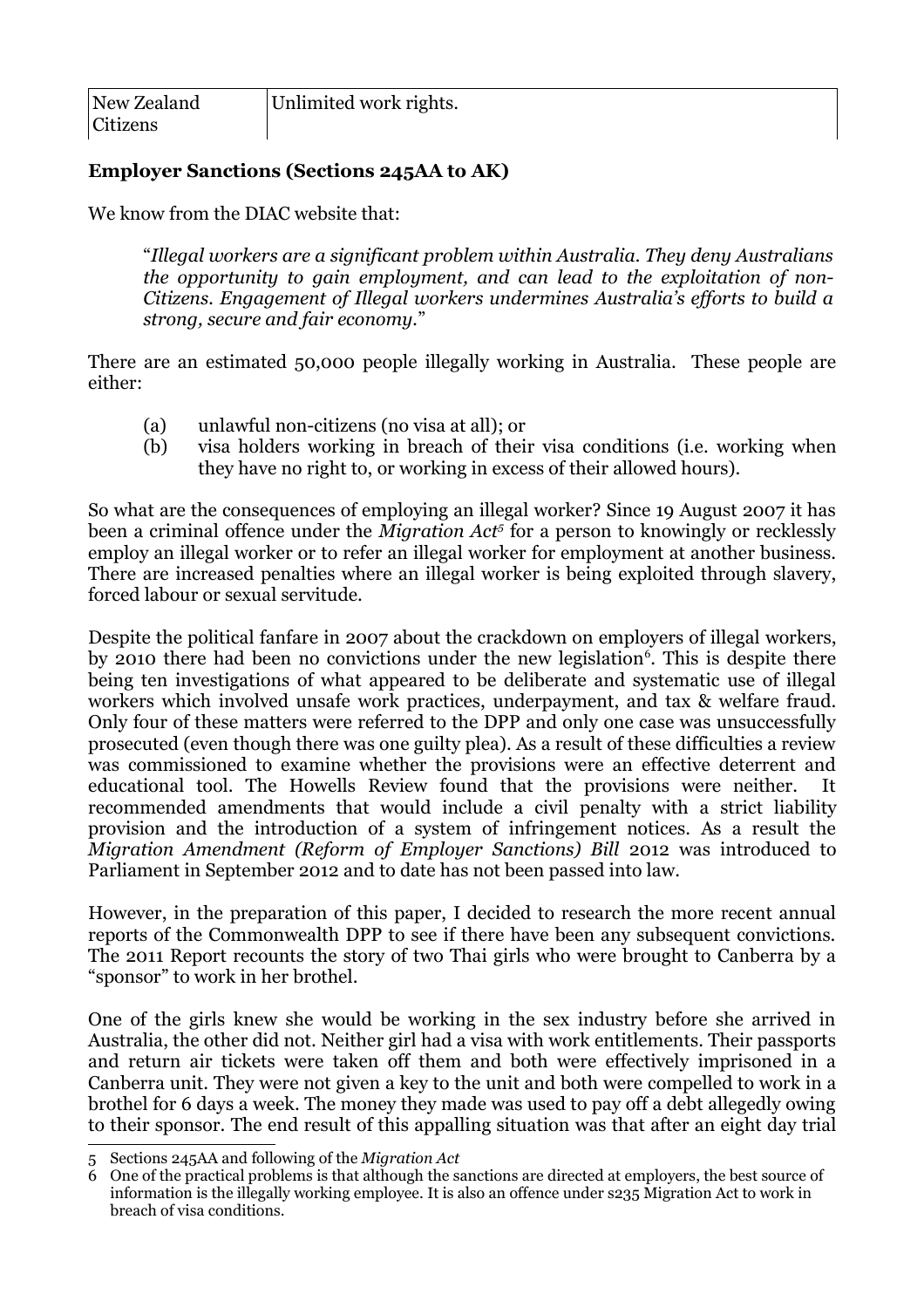| New Zealand Citizens | Unlimited work rights. |
| --- | --- |

**Employer Sanctions (Sections 245AA to AK)**

We know from the DIAC website that:

> "*Illegal workers are a significant problem within Australia. They deny Australians the opportunity to gain employment, and can lead to the exploitation of non-Citizens. Engagement of Illegal workers undermines Australia's efforts to build a strong, secure and fair economy.*"

There are an estimated 50,000 people illegally working in Australia. These people are either:

(a) unlawful non-citizens (no visa at all); or
(b) visa holders working in breach of their visa conditions (i.e. working when they have no right to, or working in excess of their allowed hours).

So what are the consequences of employing an illegal worker? Since 19 August 2007 it has been a criminal offence under the *Migration Act*[5] for a person to knowingly or recklessly employ an illegal worker or to refer an illegal worker for employment at another business. There are increased penalties where an illegal worker is being exploited through slavery, forced labour or sexual servitude.

Despite the political fanfare in 2007 about the crackdown on employers of illegal workers, by 2010 there had been no convictions under the new legislation[6]. This is despite there being ten investigations of what appeared to be deliberate and systematic use of illegal workers which involved unsafe work practices, underpayment, and tax & welfare fraud. Only four of these matters were referred to the DPP and only one case was unsuccessfully prosecuted (even though there was one guilty plea). As a result of these difficulties a review was commissioned to examine whether the provisions were an effective deterrent and educational tool. The Howells Review found that the provisions were neither. It recommended amendments that would include a civil penalty with a strict liability provision and the introduction of a system of infringement notices. As a result the *Migration Amendment (Reform of Employer Sanctions) Bill* 2012 was introduced to Parliament in September 2012 and to date has not been passed into law.

However, in the preparation of this paper, I decided to research the more recent annual reports of the Commonwealth DPP to see if there have been any subsequent convictions. The 2011 Report recounts the story of two Thai girls who were brought to Canberra by a "sponsor" to work in her brothel.

One of the girls knew she would be working in the sex industry before she arrived in Australia, the other did not. Neither girl had a visa with work entitlements. Their passports and return air tickets were taken off them and both were effectively imprisoned in a Canberra unit. They were not given a key to the unit and both were compelled to work in a brothel for 6 days a week. The money they made was used to pay off a debt allegedly owing to their sponsor. The end result of this appalling situation was that after an eight day trial

---

5 Sections 245AA and following of the *Migration Act*

6 One of the practical problems is that although the sanctions are directed at employers, the best source of information is the illegally working employee. It is also an offence under s235 Migration Act to work in breach of visa conditions.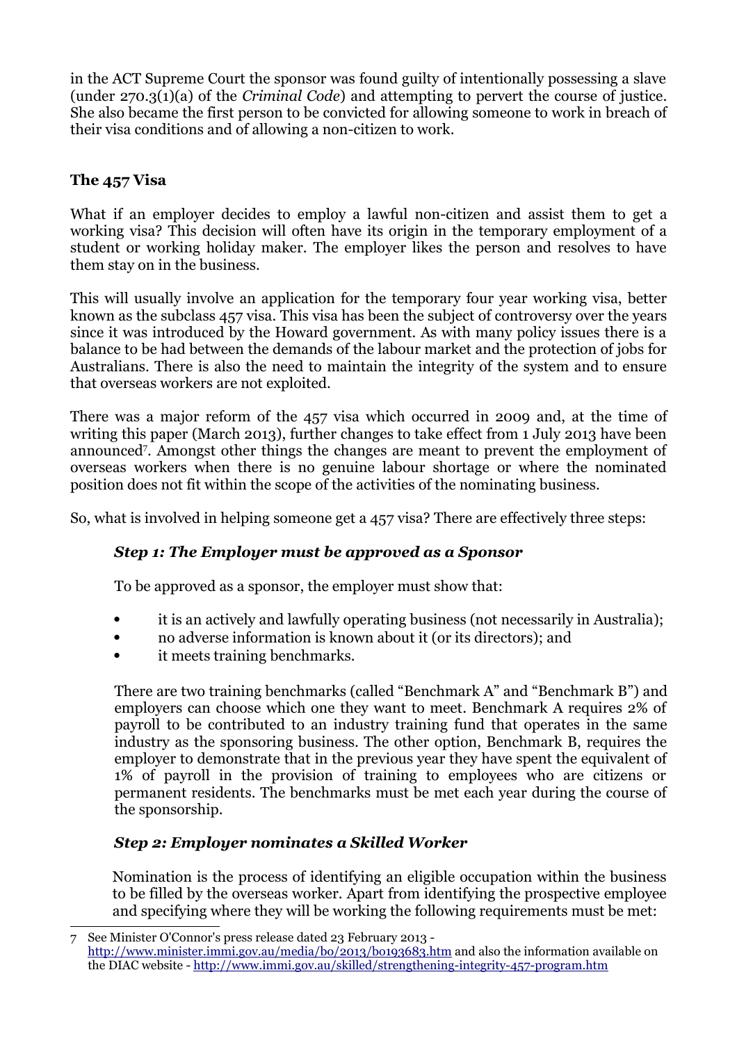in the ACT Supreme Court the sponsor was found guilty of intentionally possessing a slave (under 270.3(1)(a) of the *Criminal Code*) and attempting to pervert the course of justice. She also became the first person to be convicted for allowing someone to work in breach of their visa conditions and of allowing a non-citizen to work.

## The 457 Visa

What if an employer decides to employ a lawful non-citizen and assist them to get a working visa? This decision will often have its origin in the temporary employment of a student or working holiday maker. The employer likes the person and resolves to have them stay on in the business.

This will usually involve an application for the temporary four year working visa, better known as the subclass 457 visa. This visa has been the subject of controversy over the years since it was introduced by the Howard government. As with many policy issues there is a balance to be had between the demands of the labour market and the protection of jobs for Australians. There is also the need to maintain the integrity of the system and to ensure that overseas workers are not exploited.

There was a major reform of the 457 visa which occurred in 2009 and, at the time of writing this paper (March 2013), further changes to take effect from 1 July 2013 have been announced[7]. Amongst other things the changes are meant to prevent the employment of overseas workers when there is no genuine labour shortage or where the nominated position does not fit within the scope of the activities of the nominating business.

So, what is involved in helping someone get a 457 visa? There are effectively three steps:

### *Step 1: The Employer must be approved as a Sponsor*

To be approved as a sponsor, the employer must show that:

- it is an actively and lawfully operating business (not necessarily in Australia);
- no adverse information is known about it (or its directors); and
- it meets training benchmarks.

There are two training benchmarks (called "Benchmark A" and "Benchmark B") and employers can choose which one they want to meet. Benchmark A requires 2% of payroll to be contributed to an industry training fund that operates in the same industry as the sponsoring business. The other option, Benchmark B, requires the employer to demonstrate that in the previous year they have spent the equivalent of 1% of payroll in the provision of training to employees who are citizens or permanent residents. The benchmarks must be met each year during the course of the sponsorship.

### *Step 2: Employer nominates a Skilled Worker*

Nomination is the process of identifying an eligible occupation within the business to be filled by the overseas worker. Apart from identifying the prospective employee and specifying where they will be working the following requirements must be met:

---

7 See Minister O'Connor's press release dated 23 February 2013 - http://www.minister.immi.gov.au/media/bo/2013/bo193683.htm and also the information available on the DIAC website - http://www.immi.gov.au/skilled/strengthening-integrity-457-program.htm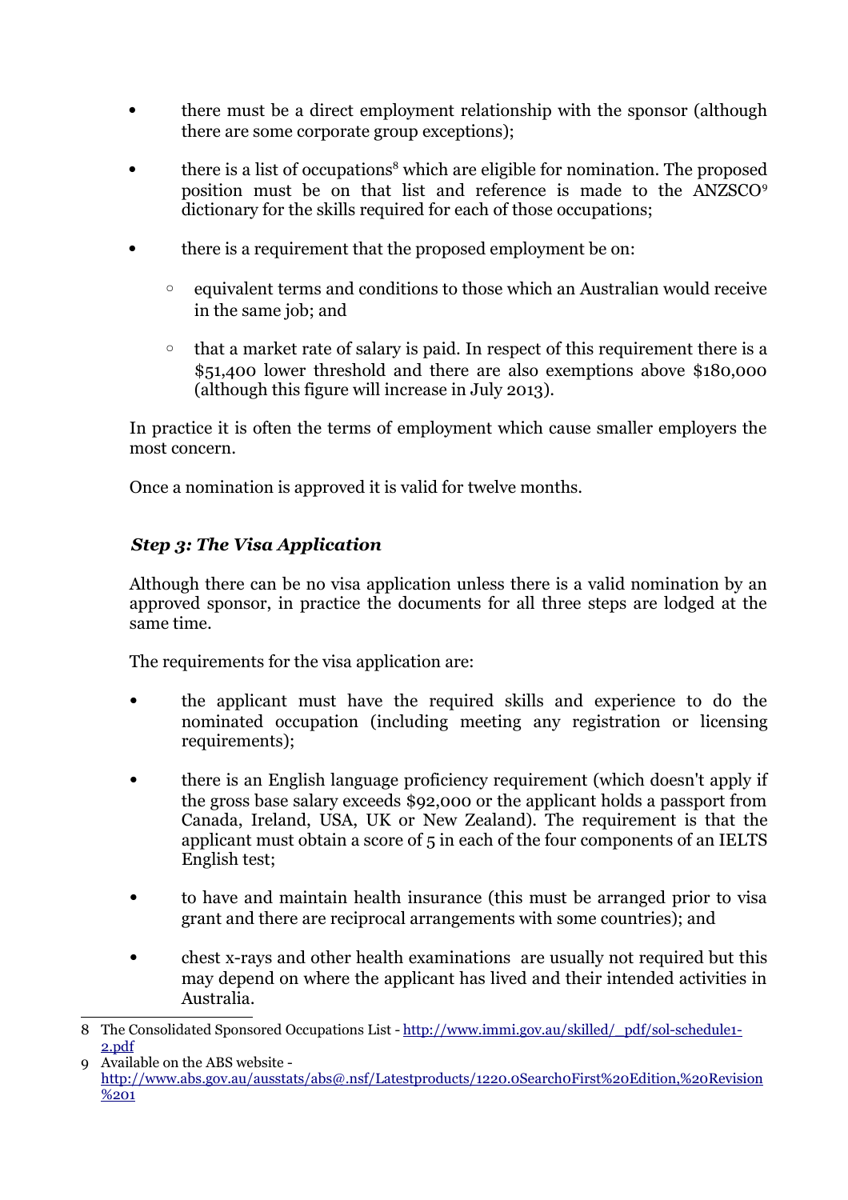- there must be a direct employment relationship with the sponsor (although there are some corporate group exceptions);
- there is a list of occupations[8] which are eligible for nomination. The proposed position must be on that list and reference is made to the ANZSCO[9] dictionary for the skills required for each of those occupations;
- there is a requirement that the proposed employment be on:
  - equivalent terms and conditions to those which an Australian would receive in the same job; and
  - that a market rate of salary is paid. In respect of this requirement there is a $51,400 lower threshold and there are also exemptions above $180,000 (although this figure will increase in July 2013).

In practice it is often the terms of employment which cause smaller employers the most concern.

Once a nomination is approved it is valid for twelve months.

### *Step 3: The Visa Application*

Although there can be no visa application unless there is a valid nomination by an approved sponsor, in practice the documents for all three steps are lodged at the same time.

The requirements for the visa application are:

- the applicant must have the required skills and experience to do the nominated occupation (including meeting any registration or licensing requirements);
- there is an English language proficiency requirement (which doesn't apply if the gross base salary exceeds $92,000 or the applicant holds a passport from Canada, Ireland, USA, UK or New Zealand). The requirement is that the applicant must obtain a score of 5 in each of the four components of an IELTS English test;
- to have and maintain health insurance (this must be arranged prior to visa grant and there are reciprocal arrangements with some countries); and
- chest x-rays and other health examinations are usually not required but this may depend on where the applicant has lived and their intended activities in Australia.

---

8 The Consolidated Sponsored Occupations List - http://www.immi.gov.au/skilled/_pdf/sol-schedule1-2.pdf

9 Available on the ABS website - http://www.abs.gov.au/ausstats/abs@.nsf/Latestproducts/1220.0Search0First%20Edition,%20Revision%201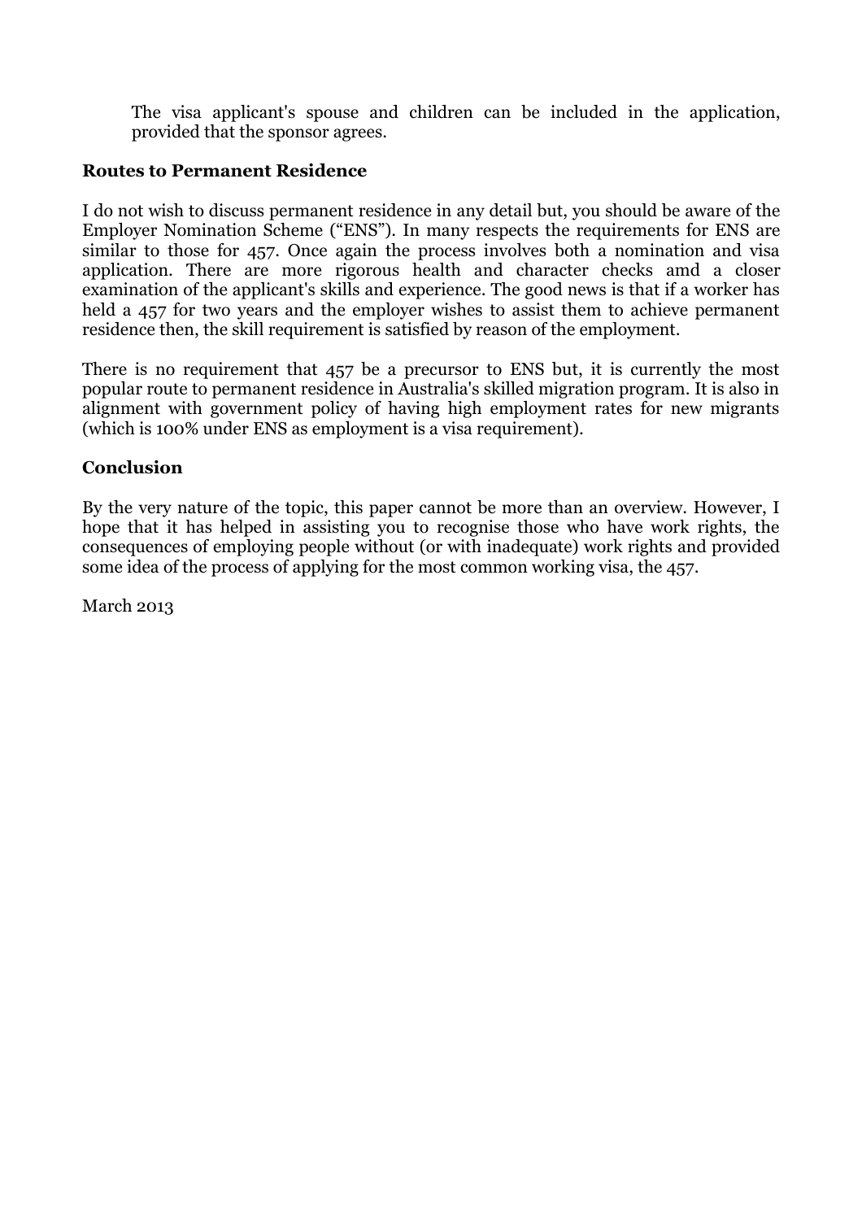The visa applicant's spouse and children can be included in the application, provided that the sponsor agrees.

**Routes to Permanent Residence**

I do not wish to discuss permanent residence in any detail but, you should be aware of the Employer Nomination Scheme ("ENS"). In many respects the requirements for ENS are similar to those for 457. Once again the process involves both a nomination and visa application. There are more rigorous health and character checks amd a closer examination of the applicant's skills and experience. The good news is that if a worker has held a 457 for two years and the employer wishes to assist them to achieve permanent residence then, the skill requirement is satisfied by reason of the employment.

There is no requirement that 457 be a precursor to ENS but, it is currently the most popular route to permanent residence in Australia's skilled migration program. It is also in alignment with government policy of having high employment rates for new migrants (which is 100% under ENS as employment is a visa requirement).

**Conclusion**

By the very nature of the topic, this paper cannot be more than an overview. However, I hope that it has helped in assisting you to recognise those who have work rights, the consequences of employing people without (or with inadequate) work rights and provided some idea of the process of applying for the most common working visa, the 457.

March 2013